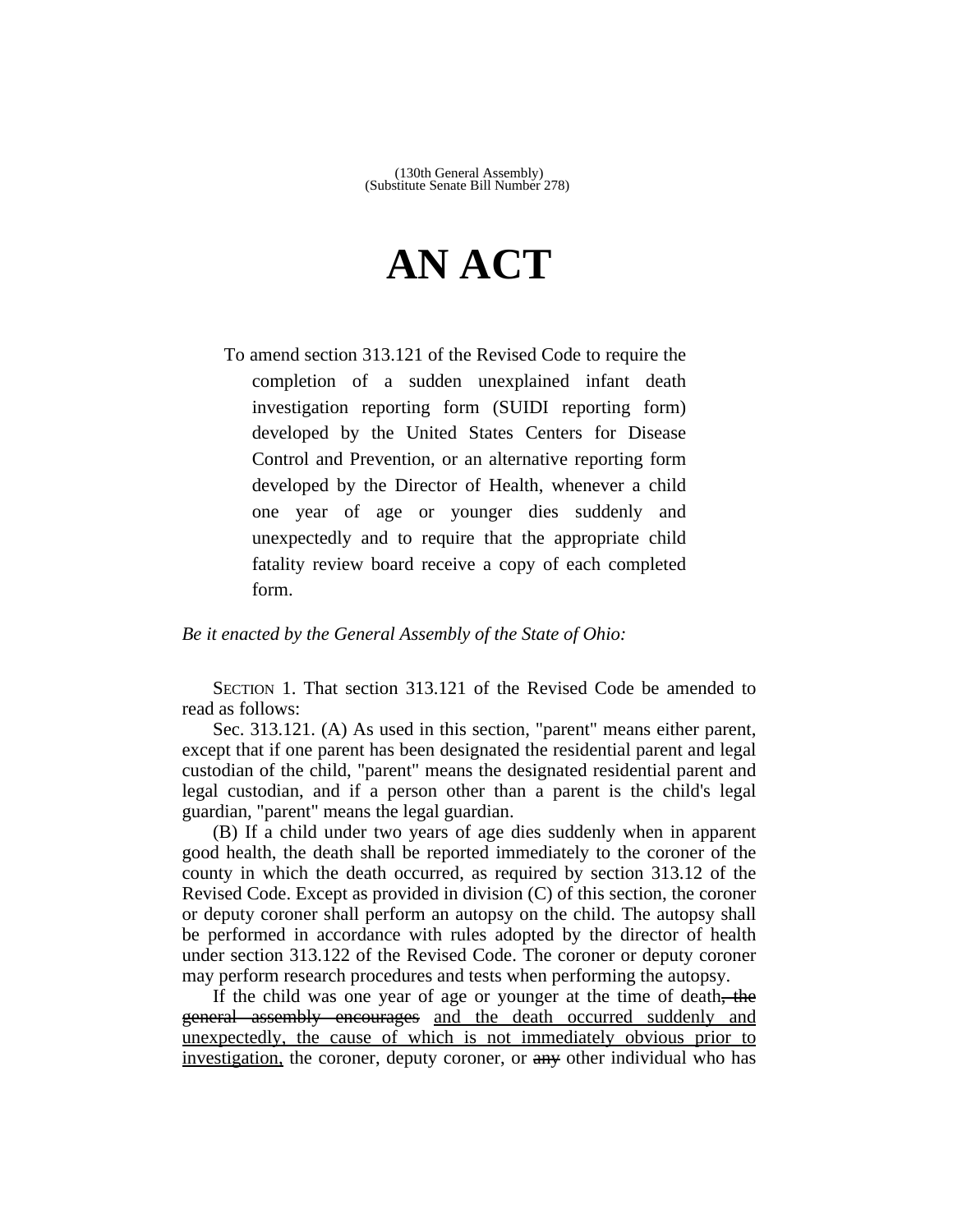(130th General Assembly)
(Substitute Senate Bill Number 278)

# AN ACT

To amend section 313.121 of the Revised Code to require the completion of a sudden unexplained infant death investigation reporting form (SUIDI reporting form) developed by the United States Centers for Disease Control and Prevention, or an alternative reporting form developed by the Director of Health, whenever a child one year of age or younger dies suddenly and unexpectedly and to require that the appropriate child fatality review board receive a copy of each completed form.

*Be it enacted by the General Assembly of the State of Ohio:*

SECTION 1. That section 313.121 of the Revised Code be amended to read as follows:

Sec. 313.121. (A) As used in this section, "parent" means either parent, except that if one parent has been designated the residential parent and legal custodian of the child, "parent" means the designated residential parent and legal custodian, and if a person other than a parent is the child's legal guardian, "parent" means the legal guardian.

(B) If a child under two years of age dies suddenly when in apparent good health, the death shall be reported immediately to the coroner of the county in which the death occurred, as required by section 313.12 of the Revised Code. Except as provided in division (C) of this section, the coroner or deputy coroner shall perform an autopsy on the child. The autopsy shall be performed in accordance with rules adopted by the director of health under section 313.122 of the Revised Code. The coroner or deputy coroner may perform research procedures and tests when performing the autopsy.

If the child was one year of age or younger at the time of death~~, the general assembly encourages~~ <u>and the death occurred suddenly and unexpectedly, the cause of which is not immediately obvious prior to investigation,</u> the coroner, deputy coroner, or ~~any~~ other individual who has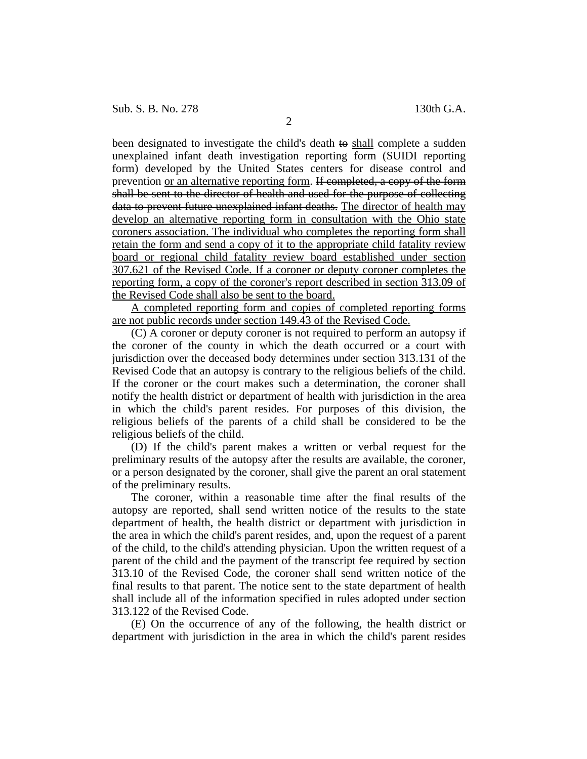been designated to investigate the child's death ~~to~~ <u>shall</u> complete a sudden unexplained infant death investigation reporting form (SUIDI reporting form) developed by the United States centers for disease control and prevention <u>or an alternative reporting form</u>. ~~If completed, a copy of the form shall be sent to the director of health and used for the purpose of collecting data to prevent future unexplained infant deaths.~~ <u>The director of health may develop an alternative reporting form in consultation with the Ohio state coroners association. The individual who completes the reporting form shall retain the form and send a copy of it to the appropriate child fatality review board or regional child fatality review board established under section 307.621 of the Revised Code. If a coroner or deputy coroner completes the reporting form, a copy of the coroner's report described in section 313.09 of the Revised Code shall also be sent to the board.</u>

<u>A completed reporting form and copies of completed reporting forms are not public records under section 149.43 of the Revised Code.</u>

(C) A coroner or deputy coroner is not required to perform an autopsy if the coroner of the county in which the death occurred or a court with jurisdiction over the deceased body determines under section 313.131 of the Revised Code that an autopsy is contrary to the religious beliefs of the child. If the coroner or the court makes such a determination, the coroner shall notify the health district or department of health with jurisdiction in the area in which the child's parent resides. For purposes of this division, the religious beliefs of the parents of a child shall be considered to be the religious beliefs of the child.

(D) If the child's parent makes a written or verbal request for the preliminary results of the autopsy after the results are available, the coroner, or a person designated by the coroner, shall give the parent an oral statement of the preliminary results.

The coroner, within a reasonable time after the final results of the autopsy are reported, shall send written notice of the results to the state department of health, the health district or department with jurisdiction in the area in which the child's parent resides, and, upon the request of a parent of the child, to the child's attending physician. Upon the written request of a parent of the child and the payment of the transcript fee required by section 313.10 of the Revised Code, the coroner shall send written notice of the final results to that parent. The notice sent to the state department of health shall include all of the information specified in rules adopted under section 313.122 of the Revised Code.

(E) On the occurrence of any of the following, the health district or department with jurisdiction in the area in which the child's parent resides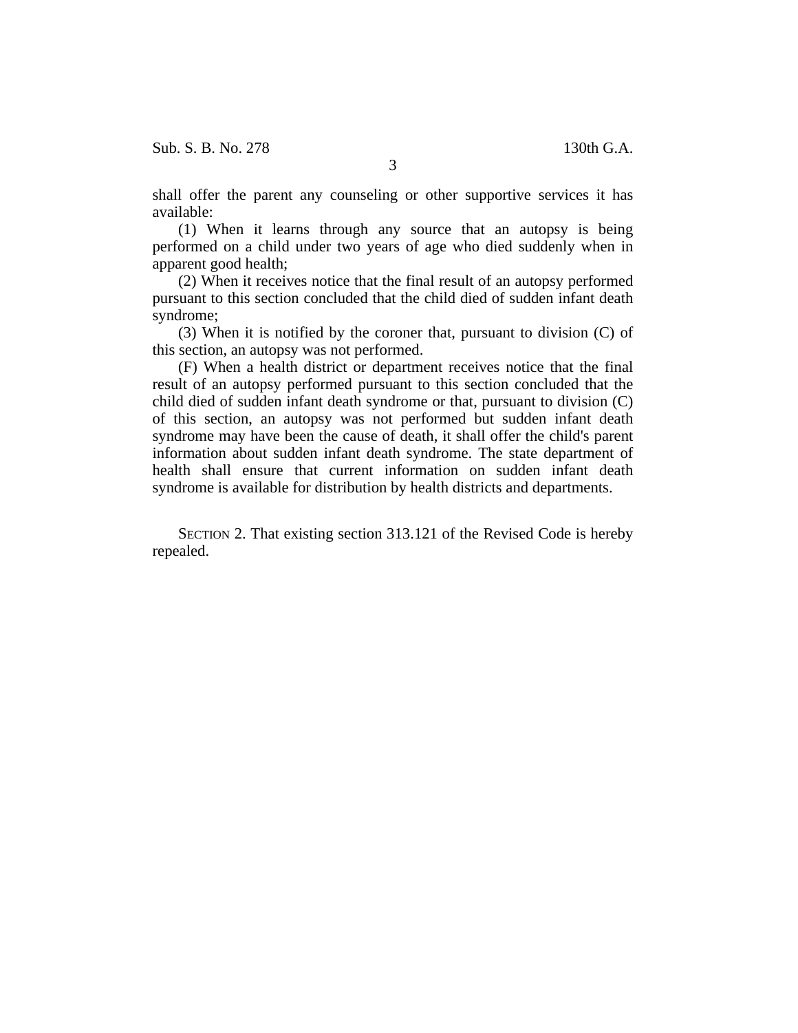shall offer the parent any counseling or other supportive services it has available:

(1) When it learns through any source that an autopsy is being performed on a child under two years of age who died suddenly when in apparent good health;

(2) When it receives notice that the final result of an autopsy performed pursuant to this section concluded that the child died of sudden infant death syndrome;

(3) When it is notified by the coroner that, pursuant to division (C) of this section, an autopsy was not performed.

(F) When a health district or department receives notice that the final result of an autopsy performed pursuant to this section concluded that the child died of sudden infant death syndrome or that, pursuant to division (C) of this section, an autopsy was not performed but sudden infant death syndrome may have been the cause of death, it shall offer the child's parent information about sudden infant death syndrome. The state department of health shall ensure that current information on sudden infant death syndrome is available for distribution by health districts and departments.

SECTION 2. That existing section 313.121 of the Revised Code is hereby repealed.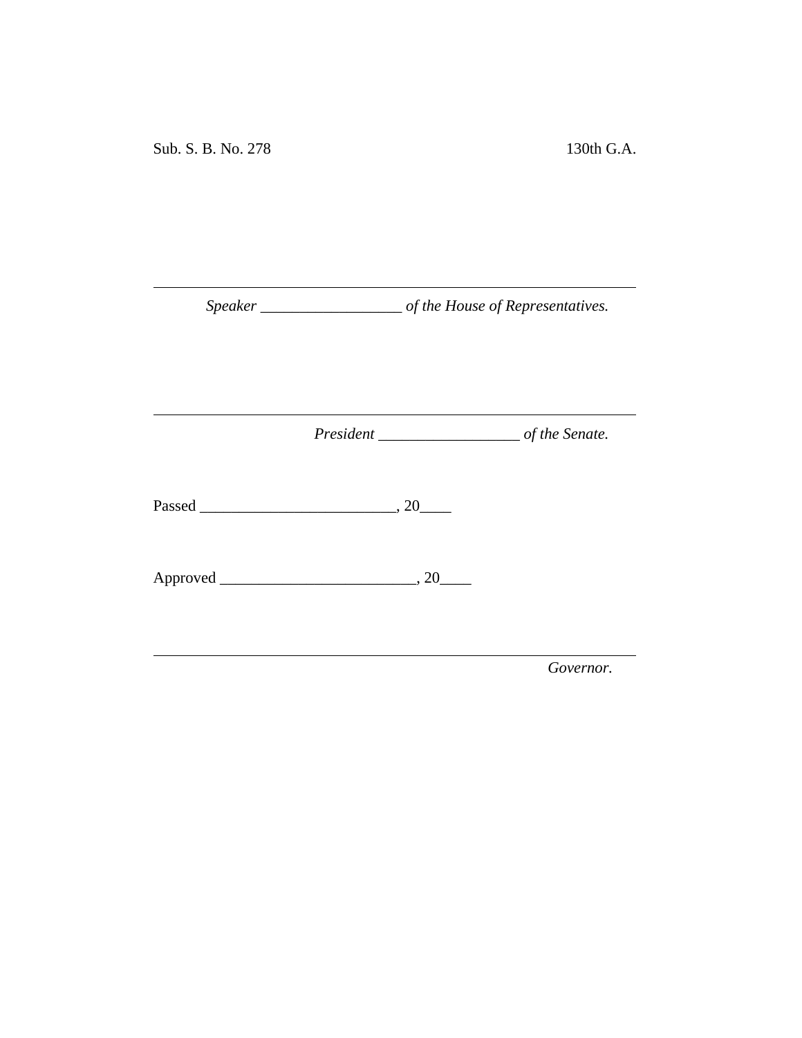Sub. S. B. No. 278 130th G.A.

\_\_\_\_\_\_\_\_\_\_\_\_\_\_\_\_\_\_\_\_\_\_\_\_\_\_\_\_\_\_\_\_\_\_\_\_\_\_\_\_\_\_\_\_\_\_\_\_\_\_\_\_\_\_\_\_\_\_\_\_

*Speaker \_\_\_\_\_\_\_\_\_\_\_\_\_\_\_\_\_\_\_ of the House of Representatives.*

\_\_\_\_\_\_\_\_\_\_\_\_\_\_\_\_\_\_\_\_\_\_\_\_\_\_\_\_\_\_\_\_\_\_\_\_\_\_\_\_\_\_\_\_\_\_\_\_\_\_\_\_\_\_\_\_\_\_\_\_

*President \_\_\_\_\_\_\_\_\_\_\_\_\_\_\_\_\_\_\_ of the Senate.*

Passed \_\_\_\_\_\_\_\_\_\_\_\_\_\_\_\_\_\_\_\_\_\_\_\_\_\_, 20\_\_\_\_

Approved \_\_\_\_\_\_\_\_\_\_\_\_\_\_\_\_\_\_\_\_\_\_\_\_\_\_, 20\_\_\_\_

\_\_\_\_\_\_\_\_\_\_\_\_\_\_\_\_\_\_\_\_\_\_\_\_\_\_\_\_\_\_\_\_\_\_\_\_\_\_\_\_\_\_\_\_\_\_\_\_\_\_\_\_\_\_\_\_\_\_\_\_

*Governor.*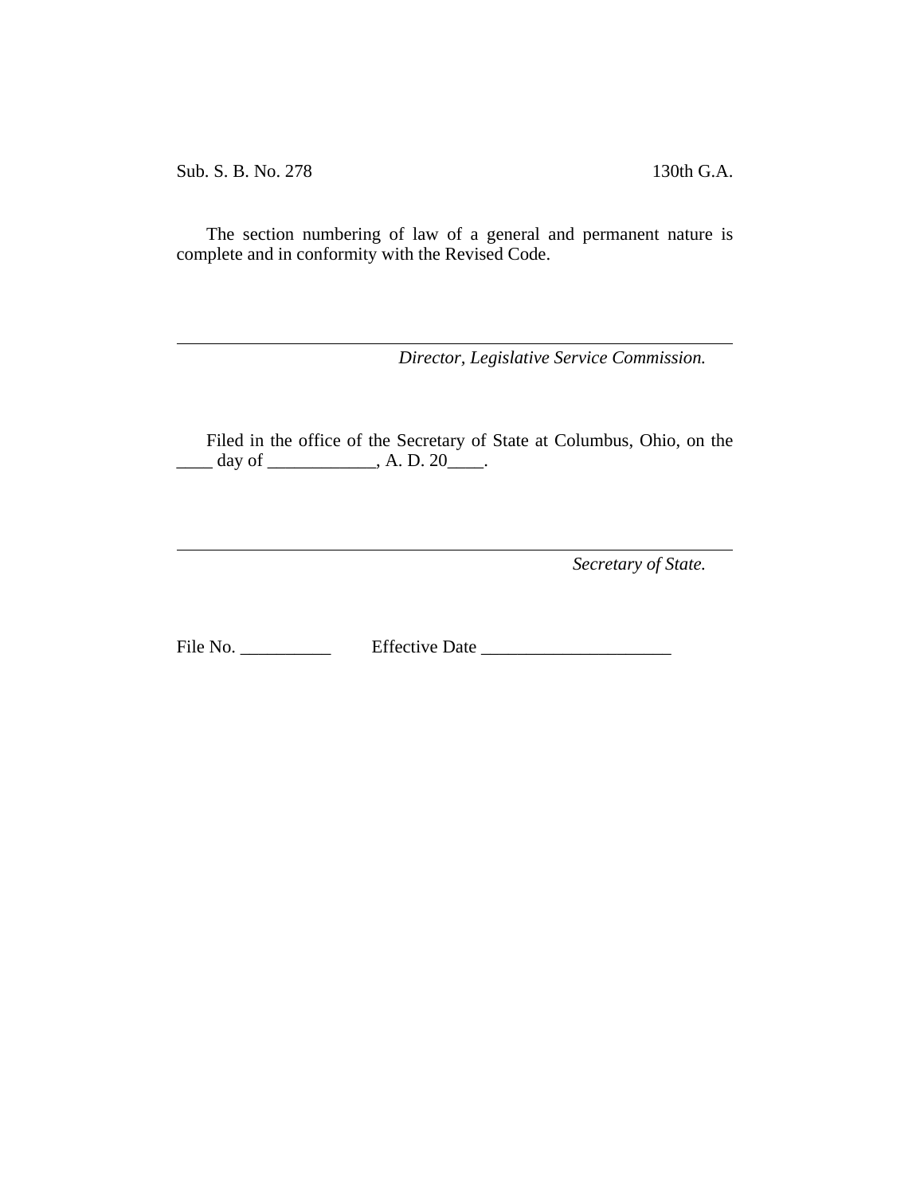Sub. S. B. No. 278 130th G.A.

The section numbering of law of a general and permanent nature is complete and in conformity with the Revised Code.

\_\_\_\_\_\_\_\_\_\_\_\_\_\_\_\_\_\_\_\_\_\_\_\_\_\_\_\_\_\_\_\_\_\_\_\_\_\_\_\_\_\_\_\_\_\_\_\_\_\_\_\_\_\_\_\_\_\_\_\_

*Director, Legislative Service Commission.*

Filed in the office of the Secretary of State at Columbus, Ohio, on the ____ day of ____________, A. D. 20____.

\_\_\_\_\_\_\_\_\_\_\_\_\_\_\_\_\_\_\_\_\_\_\_\_\_\_\_\_\_\_\_\_\_\_\_\_\_\_\_\_\_\_\_\_\_\_\_\_\_\_\_\_\_\_\_\_\_\_\_\_

*Secretary of State.*

File No. __________ Effective Date _____________________